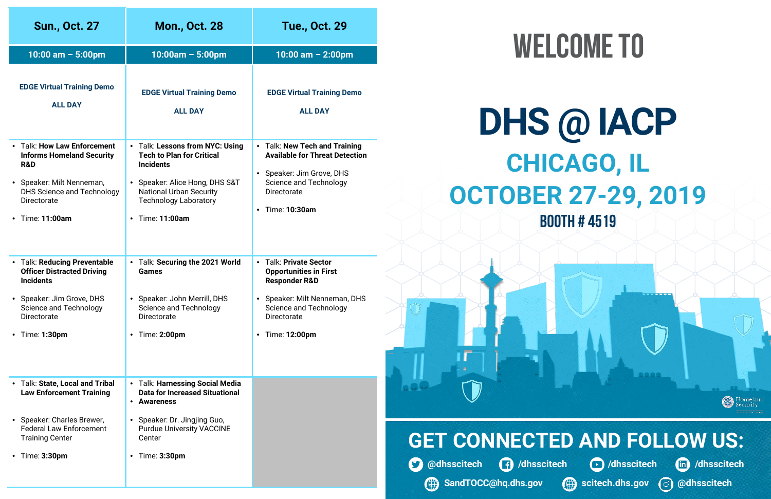# WELCOME TO

# DHS @ IACP

## CHICAGO, IL

## OCTOBER 27-29, 2019

### BOOTH # 4519

| Sun., Oct. 27 | Mon., Oct. 28 | Tue., Oct. 29 |
|---|---|---|
| 10:00 am – 5:00pm | 10:00am – 5:00pm | 10:00 am – 2:00pm |
| **EDGE Virtual Training Demo**<br><br>**ALL DAY** | **EDGE Virtual Training Demo**<br><br>**ALL DAY** | **EDGE Virtual Training Demo**<br><br>**ALL DAY** |
| • Talk: **How Law Enforcement Informs Homeland Security R&D**<br>• Speaker: Milt Nenneman, DHS Science and Technology Directorate<br>• Time: **11:00am** | • Talk: **Lessons from NYC: Using Tech to Plan for Critical Incidents**<br>• Speaker: Alice Hong, DHS S&T National Urban Security Technology Laboratory<br>• Time: **11:00am** | • Talk: **New Tech and Training Available for Threat Detection**<br>• Speaker: Jim Grove, DHS Science and Technology Directorate<br>• Time: **10:30am** |
| • Talk: **Reducing Preventable Officer Distracted Driving Incidents**<br>• Speaker: Jim Grove, DHS Science and Technology Directorate<br>• Time: **1:30pm** | • Talk: **Securing the 2021 World Games**<br>• Speaker: John Merrill, DHS Science and Technology Directorate<br>• Time: **2:00pm** | • Talk: **Private Sector Opportunities in First Responder R&D**<br>• Speaker: Milt Nenneman, DHS Science and Technology Directorate<br>• Time: **12:00pm** |
| • Talk: **State, Local and Tribal Law Enforcement Training**<br>• Speaker: Charles Brewer, Federal Law Enforcement Training Center<br>• Time: **3:30pm** | • Talk: **Harnessing Social Media Data for Increased Situational**<br>• **Awareness**<br>• Speaker: Dr. Jingjing Guo, Purdue University VACCINE Center<br>• Time: **3:30pm** | |

Homeland Security

## GET CONNECTED AND FOLLOW US:

@dhsscitech /dhsscitech /dhsscitech /dhsscitech

SandTOCC@hq.dhs.gov scitech.dhs.gov @dhsscitech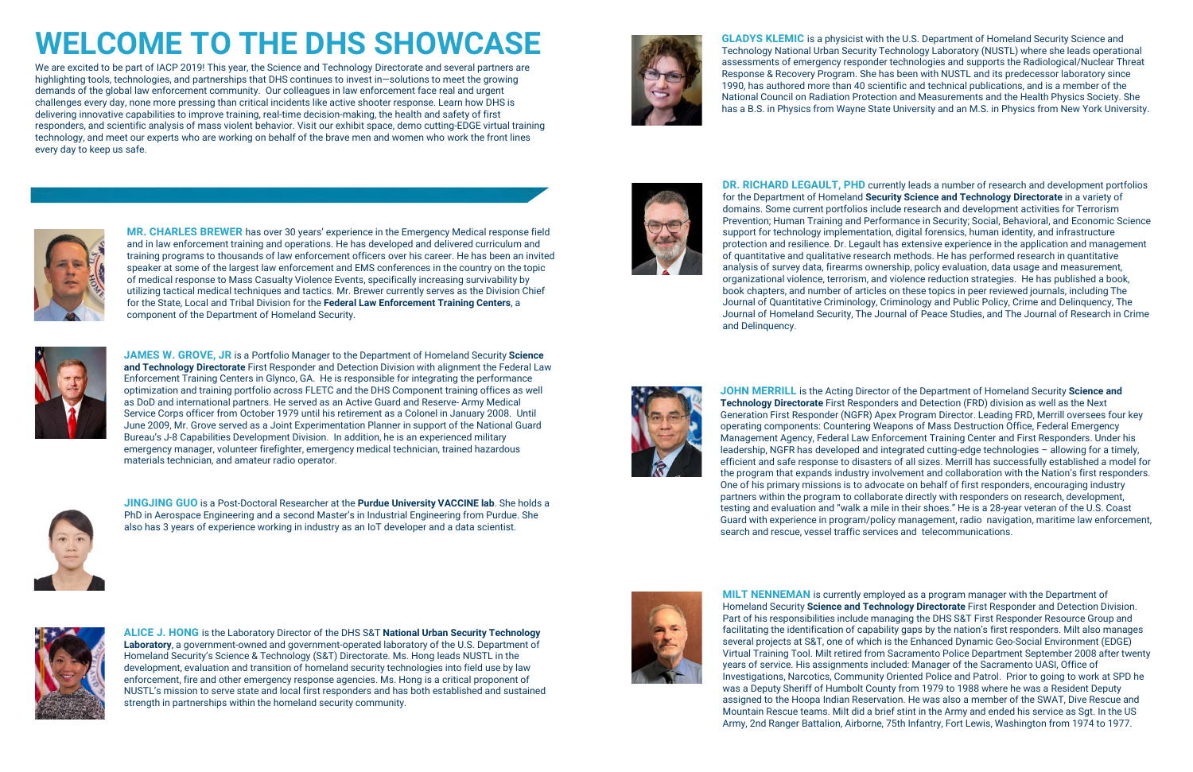# WELCOME TO THE DHS SHOWCASE

We are excited to be part of IACP 2019! This year, the Science and Technology Directorate and several partners are highlighting tools, technologies, and partnerships that DHS continues to invest in—solutions to meet the growing demands of the global law enforcement community. Our colleagues in law enforcement face real and urgent challenges every day, none more pressing than critical incidents like active shooter response. Learn how DHS is delivering innovative capabilities to improve training, real-time decision-making, the health and safety of first responders, and scientific analysis of mass violent behavior. Visit our exhibit space, demo cutting-EDGE virtual training technology, and meet our experts who are working on behalf of the brave men and women who work the front lines every day to keep us safe.

**MR. CHARLES BREWER** has over 30 years' experience in the Emergency Medical response field and in law enforcement training and operations. He has developed and delivered curriculum and training programs to thousands of law enforcement officers over his career. He has been an invited speaker at some of the largest law enforcement and EMS conferences in the country on the topic of medical response to Mass Casualty Violence Events, specifically increasing survivability by utilizing tactical medical techniques and tactics. Mr. Brewer currently serves as the Division Chief for the State, Local and Tribal Division for the **Federal Law Enforcement Training Centers**, a component of the Department of Homeland Security.

**JAMES W. GROVE, JR** is a Portfolio Manager to the Department of Homeland Security **Science and Technology Directorate** First Responder and Detection Division with alignment the Federal Law Enforcement Training Centers in Glynco, GA. He is responsible for integrating the performance optimization and training portfolio across FLETC and the DHS Component training offices as well as DoD and international partners. He served as an Active Guard and Reserve- Army Medical Service Corps officer from October 1979 until his retirement as a Colonel in January 2008. Until June 2009, Mr. Grove served as a Joint Experimentation Planner in support of the National Guard Bureau's J-8 Capabilities Development Division. In addition, he is an experienced military emergency manager, volunteer firefighter, emergency medical technician, trained hazardous materials technician, and amateur radio operator.

**JINGJING GUO** is a Post-Doctoral Researcher at the **Purdue University VACCINE lab**. She holds a PhD in Aerospace Engineering and a second Master's in Industrial Engineering from Purdue. She also has 3 years of experience working in industry as an IoT developer and a data scientist.

**ALICE J. HONG** is the Laboratory Director of the DHS S&T **National Urban Security Technology Laboratory**, a government-owned and government-operated laboratory of the U.S. Department of Homeland Security's Science & Technology (S&T) Directorate. Ms. Hong leads NUSTL in the development, evaluation and transition of homeland security technologies into field use by law enforcement, fire and other emergency response agencies. Ms. Hong is a critical proponent of NUSTL's mission to serve state and local first responders and has both established and sustained strength in partnerships within the homeland security community.

**GLADYS KLEMIC** is a physicist with the U.S. Department of Homeland Security Science and Technology National Urban Security Technology Laboratory (NUSTL) where she leads operational assessments of emergency responder technologies and supports the Radiological/Nuclear Threat Response & Recovery Program. She has been with NUSTL and its predecessor laboratory since 1990, has authored more than 40 scientific and technical publications, and is a member of the National Council on Radiation Protection and Measurements and the Health Physics Society. She has a B.S. in Physics from Wayne State University and an M.S. in Physics from New York University.

**DR. RICHARD LEGAULT, PHD** currently leads a number of research and development portfolios for the Department of Homeland **Security Science and Technology Directorate** in a variety of domains. Some current portfolios include research and development activities for Terrorism Prevention; Human Training and Performance in Security; Social, Behavioral, and Economic Science support for technology implementation, digital forensics, human identity, and infrastructure protection and resilience. Dr. Legault has extensive experience in the application and management of quantitative and qualitative research methods. He has performed research in quantitative analysis of survey data, firearms ownership, policy evaluation, data usage and measurement, organizational violence, terrorism, and violence reduction strategies. He has published a book, book chapters, and number of articles on these topics in peer reviewed journals, including The Journal of Quantitative Criminology, Criminology and Public Policy, Crime and Delinquency, The Journal of Homeland Security, The Journal of Peace Studies, and The Journal of Research in Crime and Delinquency.

**JOHN MERRILL** is the Acting Director of the Department of Homeland Security **Science and Technology Directorate** First Responders and Detection (FRD) division as well as the Next Generation First Responder (NGFR) Apex Program Director. Leading FRD, Merrill oversees four key operating components: Countering Weapons of Mass Destruction Office, Federal Emergency Management Agency, Federal Law Enforcement Training Center and First Responders. Under his leadership, NGFR has developed and integrated cutting-edge technologies – allowing for a timely, efficient and safe response to disasters of all sizes. Merrill has successfully established a model for the program that expands industry involvement and collaboration with the Nation's first responders. One of his primary missions is to advocate on behalf of first responders, encouraging industry partners within the program to collaborate directly with responders on research, development, testing and evaluation and "walk a mile in their shoes." He is a 28-year veteran of the U.S. Coast Guard with experience in program/policy management, radio navigation, maritime law enforcement, search and rescue, vessel traffic services and telecommunications.

**MILT NENNEMAN** is currently employed as a program manager with the Department of Homeland Security **Science and Technology Directorate** First Responder and Detection Division. Part of his responsibilities include managing the DHS S&T First Responder Resource Group and facilitating the identification of capability gaps by the nation's first responders. Milt also manages several projects at S&T, one of which is the Enhanced Dynamic Geo-Social Environment (EDGE) Virtual Training Tool. Milt retired from Sacramento Police Department September 2008 after twenty years of service. His assignments included: Manager of the Sacramento UASI, Office of Investigations, Narcotics, Community Oriented Police and Patrol. Prior to going to work at SPD he was a Deputy Sheriff of Humbolt County from 1979 to 1988 where he was a Resident Deputy assigned to the Hoopa Indian Reservation. He was also a member of the SWAT, Dive Rescue and Mountain Rescue teams. Milt did a brief stint in the Army and ended his service as Sgt. In the US Army, 2nd Ranger Battalion, Airborne, 75th Infantry, Fort Lewis, Washington from 1974 to 1977.